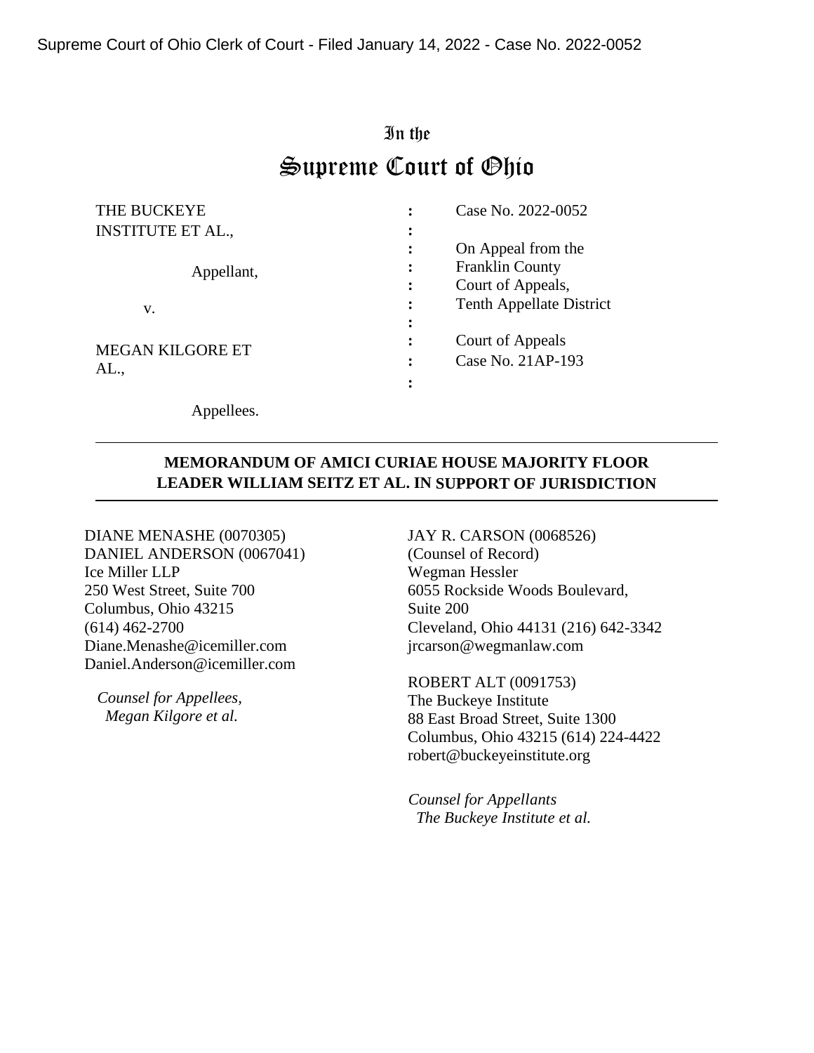Supreme Court of Ohio Clerk of Court - Filed January 14, 2022 - Case No. 2022-0052

# In the
# Supreme Court of Ohio

| | | |
|---|---|---|
| THE BUCKEYE INSTITUTE ET AL., | : | Case No. 2022-0052 |
| | : | |
| Appellant, | : | On Appeal from the Franklin County Court of Appeals, Tenth Appellate District |
| | : | |
| v. | : | |
| | : | |
| MEGAN KILGORE ET AL., | : | Court of Appeals Case No. 21AP-193 |
| | : | |
| Appellees. | | |

---

**MEMORANDUM OF AMICI CURIAE HOUSE MAJORITY FLOOR LEADER WILLIAM SEITZ ET AL. IN SUPPORT OF JURISDICTION**

---

DIANE MENASHE (0070305)
DANIEL ANDERSON (0067041)
Ice Miller LLP
250 West Street, Suite 700
Columbus, Ohio 43215
(614) 462-2700
Diane.Menashe@icemiller.com
Daniel.Anderson@icemiller.com

*Counsel for Appellees, Megan Kilgore et al.*

JAY R. CARSON (0068526)
(Counsel of Record)
Wegman Hessler
6055 Rockside Woods Boulevard, Suite 200
Cleveland, Ohio 44131 (216) 642-3342
jrcarson@wegmanlaw.com

ROBERT ALT (0091753)
The Buckeye Institute
88 East Broad Street, Suite 1300
Columbus, Ohio 43215 (614) 224-4422
robert@buckeyeinstitute.org

*Counsel for Appellants The Buckeye Institute et al.*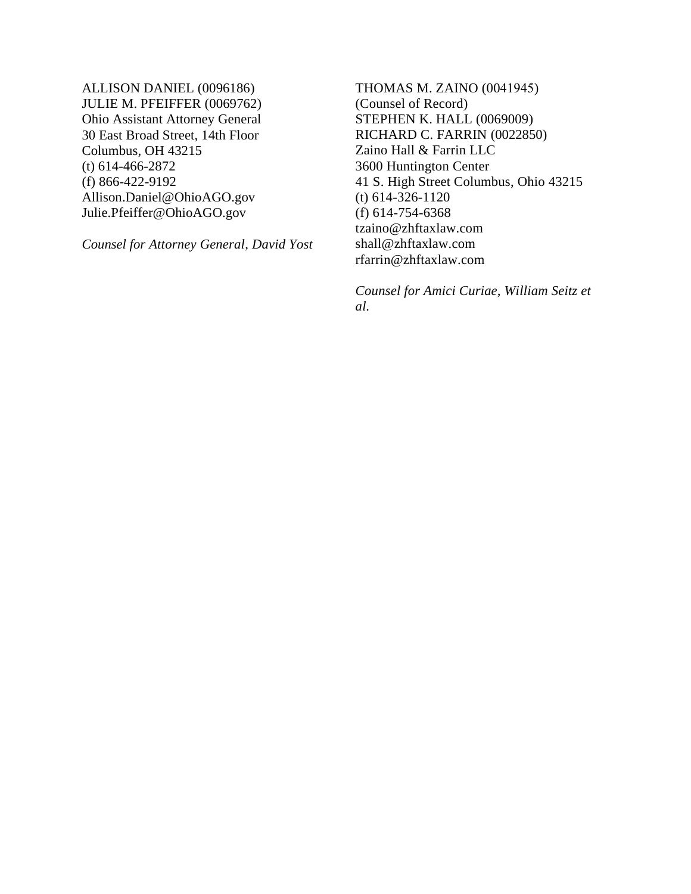ALLISON DANIEL (0096186)
JULIE M. PFEIFFER (0069762)
Ohio Assistant Attorney General
30 East Broad Street, 14th Floor
Columbus, OH 43215
(t) 614-466-2872
(f) 866-422-9192
Allison.Daniel@OhioAGO.gov
Julie.Pfeiffer@OhioAGO.gov

*Counsel for Attorney General, David Yost*

THOMAS M. ZAINO (0041945)
(Counsel of Record)
STEPHEN K. HALL (0069009)
RICHARD C. FARRIN (0022850)
Zaino Hall & Farrin LLC
3600 Huntington Center
41 S. High Street Columbus, Ohio 43215
(t) 614-326-1120
(f) 614-754-6368
tzaino@zhftaxlaw.com
shall@zhftaxlaw.com
rfarrin@zhftaxlaw.com

*Counsel for Amici Curiae, William Seitz et al.*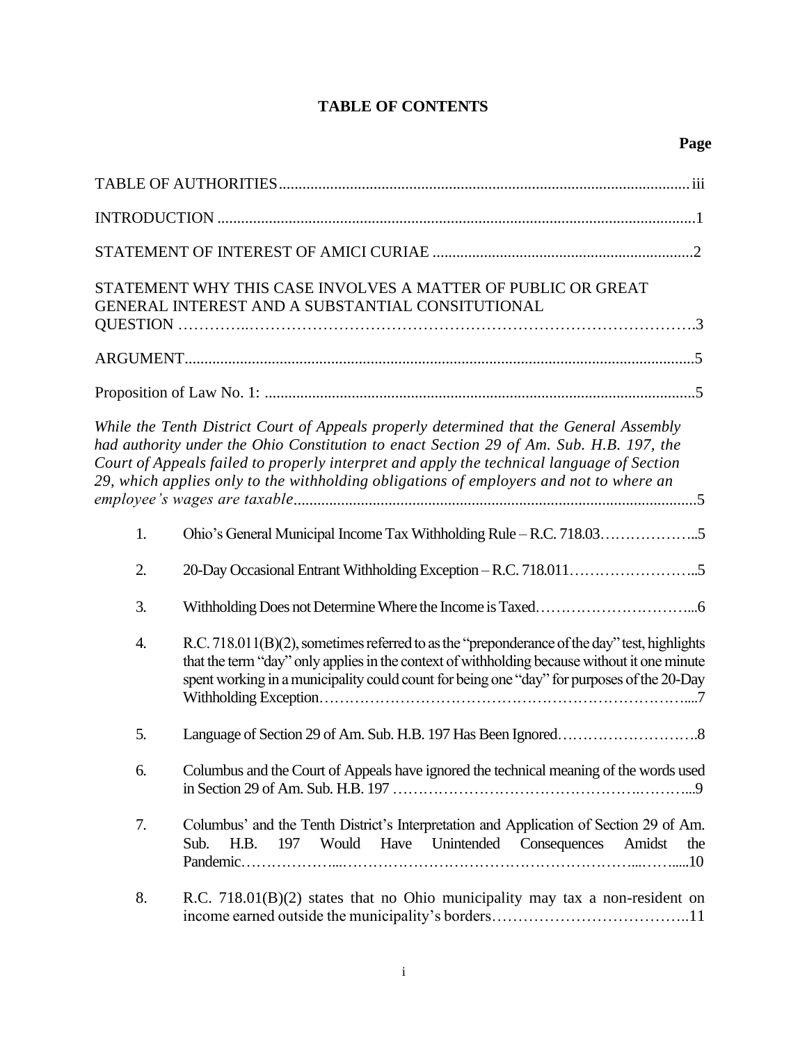# TABLE OF CONTENTS

**Page**

TABLE OF AUTHORITIES....................................................................................................iii

INTRODUCTION ..........................................................................................................1

STATEMENT OF INTEREST OF AMICI CURIAE ..................................................................2

STATEMENT WHY THIS CASE INVOLVES A MATTER OF PUBLIC OR GREAT GENERAL INTEREST AND A SUBSTANTIAL CONSITUTIONAL QUESTION ……………………………………………………………………………….3

ARGUMENT..................................................................................................................5

Proposition of Law No. 1: ..............................................................................................5

*While the Tenth District Court of Appeals properly determined that the General Assembly had authority under the Ohio Constitution to enact Section 29 of Am. Sub. H.B. 197, the Court of Appeals failed to properly interpret and apply the technical language of Section 29, which applies only to the withholding obligations of employers and not to where an employee's wages are taxable*......................................................................................5

1. Ohio's General Municipal Income Tax Withholding Rule – R.C. 718.03………………...5
2. 20-Day Occasional Entrant Withholding Exception – R.C. 718.011……………………...5
3. Withholding Does not Determine Where the Income is Taxed…………………………...6
4. R.C. 718.011(B)(2), sometimes referred to as the "preponderance of the day" test, highlights that the term "day" only applies in the context of withholding because without it one minute spent working in a municipality could count for being one "day" for purposes of the 20-Day Withholding Exception…………………………………………………………………....7
5. Language of Section 29 of Am. Sub. H.B. 197 Has Been Ignored……………………….8
6. Columbus and the Court of Appeals have ignored the technical meaning of the words used in Section 29 of Am. Sub. H.B. 197 ……………………………………………………...9
7. Columbus' and the Tenth District's Interpretation and Application of Section 29 of Am. Sub. H.B. 197 Would Have Unintended Consequences Amidst the Pandemic……………………………………………………………………………….....10
8. R.C. 718.01(B)(2) states that no Ohio municipality may tax a non-resident on income earned outside the municipality's borders………………………………..11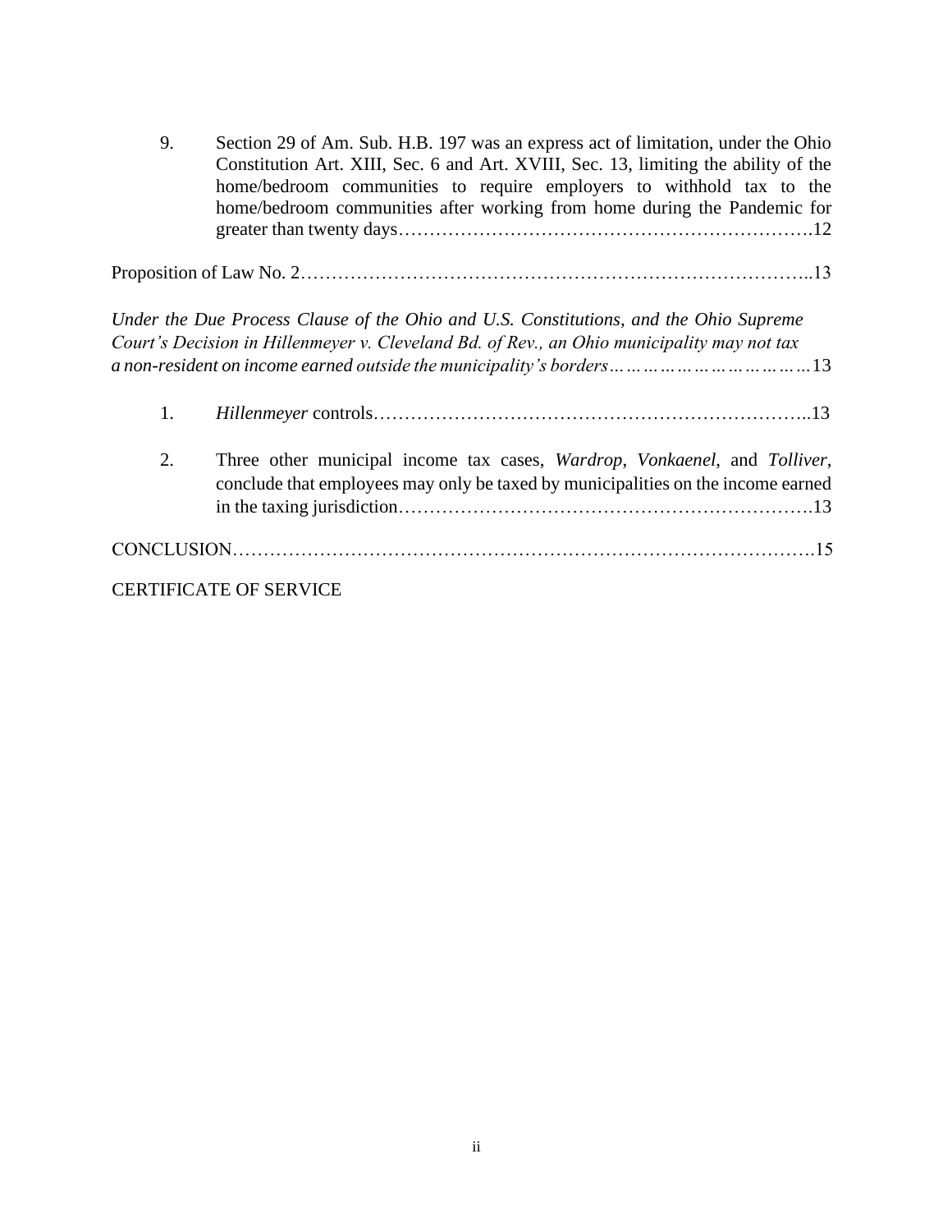9. Section 29 of Am. Sub. H.B. 197 was an express act of limitation, under the Ohio Constitution Art. XIII, Sec. 6 and Art. XVIII, Sec. 13, limiting the ability of the home/bedroom communities to require employers to withhold tax to the home/bedroom communities after working from home during the Pandemic for greater than twenty days……………………………………………………….12

Proposition of Law No. 2………………………………………………………………………..13

*Under the Due Process Clause of the Ohio and U.S. Constitutions, and the Ohio Supreme Court's Decision in Hillenmeyer v. Cleveland Bd. of Rev., an Ohio municipality may not tax a non-resident on income earned outside the municipality's borders……………………………13*

1. *Hillenmeyer* controls…………………………………………………………..13

2. Three other municipal income tax cases, *Wardrop*, *Vonkaenel*, and *Tolliver*, conclude that employees may only be taxed by municipalities on the income earned in the taxing jurisdiction……………………………………………………….13

CONCLUSION………………………………………………………………………………15

CERTIFICATE OF SERVICE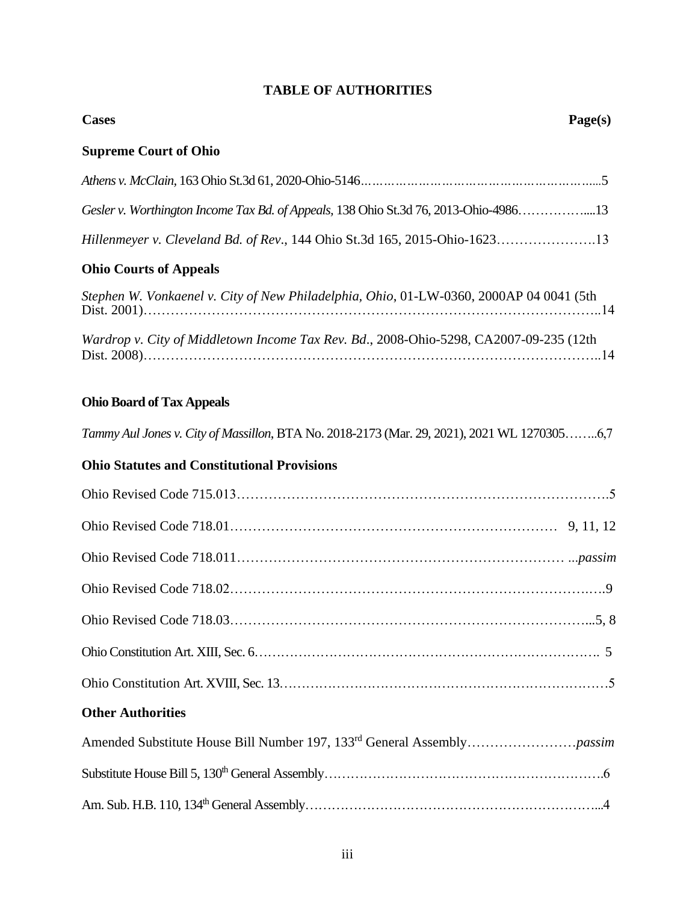# TABLE OF AUTHORITIES

**Cases** **Page(s)**

### Supreme Court of Ohio

*Athens v. McClain*, 163 Ohio St.3d 61, 2020-Ohio-5146……………………………………………………....5

*Gesler v. Worthington Income Tax Bd. of Appeals*, 138 Ohio St.3d 76, 2013-Ohio-4986……………….....13

*Hillenmeyer v. Cleveland Bd. of Rev*., 144 Ohio St.3d 165, 2015-Ohio-1623………………….13

### Ohio Courts of Appeals

*Stephen W. Vonkaenel v. City of New Philadelphia, Ohio*, 01-LW-0360, 2000AP 04 0041 (5th Dist. 2001)……………………………………………………………………………………..14

*Wardrop v. City of Middletown Income Tax Rev. Bd*., 2008-Ohio-5298, CA2007-09-235 (12th Dist. 2008)……………………………………………………………………………………..14

### Ohio Board of Tax Appeals

*Tammy Aul Jones v. City of Massillon*, BTA No. 2018-2173 (Mar. 29, 2021), 2021 WL 1270305……..6,7

### Ohio Statutes and Constitutional Provisions

Ohio Revised Code 715.013……………………………………………………………………….5

Ohio Revised Code 718.01……………………………………………………………… 9, 11, 12

Ohio Revised Code 718.011……………………………………………………………… ...*passim*

Ohio Revised Code 718.02…………………………………………………………………….….9

Ohio Revised Code 718.03…………………………………………………………………...5, 8

Ohio Constitution Art. XIII, Sec. 6……………………………………………………………. 5

Ohio Constitution Art. XVIII, Sec. 13……………………………………………………………5

### Other Authorities

Amended Substitute House Bill Number 197, 133rd General Assembly……………………*passim*

Substitute House Bill 5, 130th General Assembly……………………………………………………….6

Am. Sub. H.B. 110, 134th General Assembly…………………………………………………………...4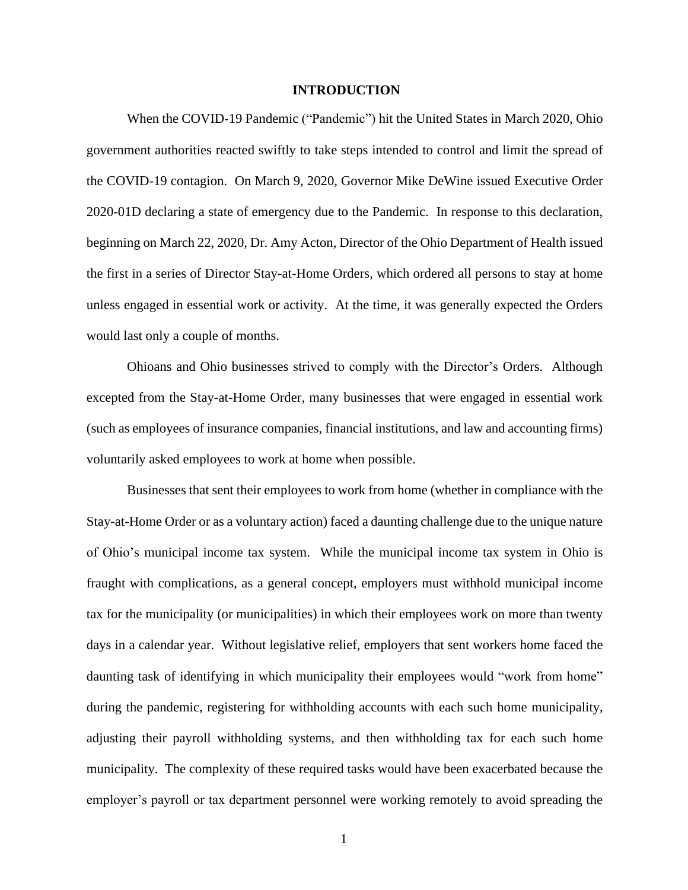## INTRODUCTION

When the COVID-19 Pandemic ("Pandemic") hit the United States in March 2020, Ohio government authorities reacted swiftly to take steps intended to control and limit the spread of the COVID-19 contagion. On March 9, 2020, Governor Mike DeWine issued Executive Order 2020-01D declaring a state of emergency due to the Pandemic. In response to this declaration, beginning on March 22, 2020, Dr. Amy Acton, Director of the Ohio Department of Health issued the first in a series of Director Stay-at-Home Orders, which ordered all persons to stay at home unless engaged in essential work or activity. At the time, it was generally expected the Orders would last only a couple of months.

Ohioans and Ohio businesses strived to comply with the Director's Orders. Although excepted from the Stay-at-Home Order, many businesses that were engaged in essential work (such as employees of insurance companies, financial institutions, and law and accounting firms) voluntarily asked employees to work at home when possible.

Businesses that sent their employees to work from home (whether in compliance with the Stay-at-Home Order or as a voluntary action) faced a daunting challenge due to the unique nature of Ohio's municipal income tax system. While the municipal income tax system in Ohio is fraught with complications, as a general concept, employers must withhold municipal income tax for the municipality (or municipalities) in which their employees work on more than twenty days in a calendar year. Without legislative relief, employers that sent workers home faced the daunting task of identifying in which municipality their employees would "work from home" during the pandemic, registering for withholding accounts with each such home municipality, adjusting their payroll withholding systems, and then withholding tax for each such home municipality. The complexity of these required tasks would have been exacerbated because the employer's payroll or tax department personnel were working remotely to avoid spreading the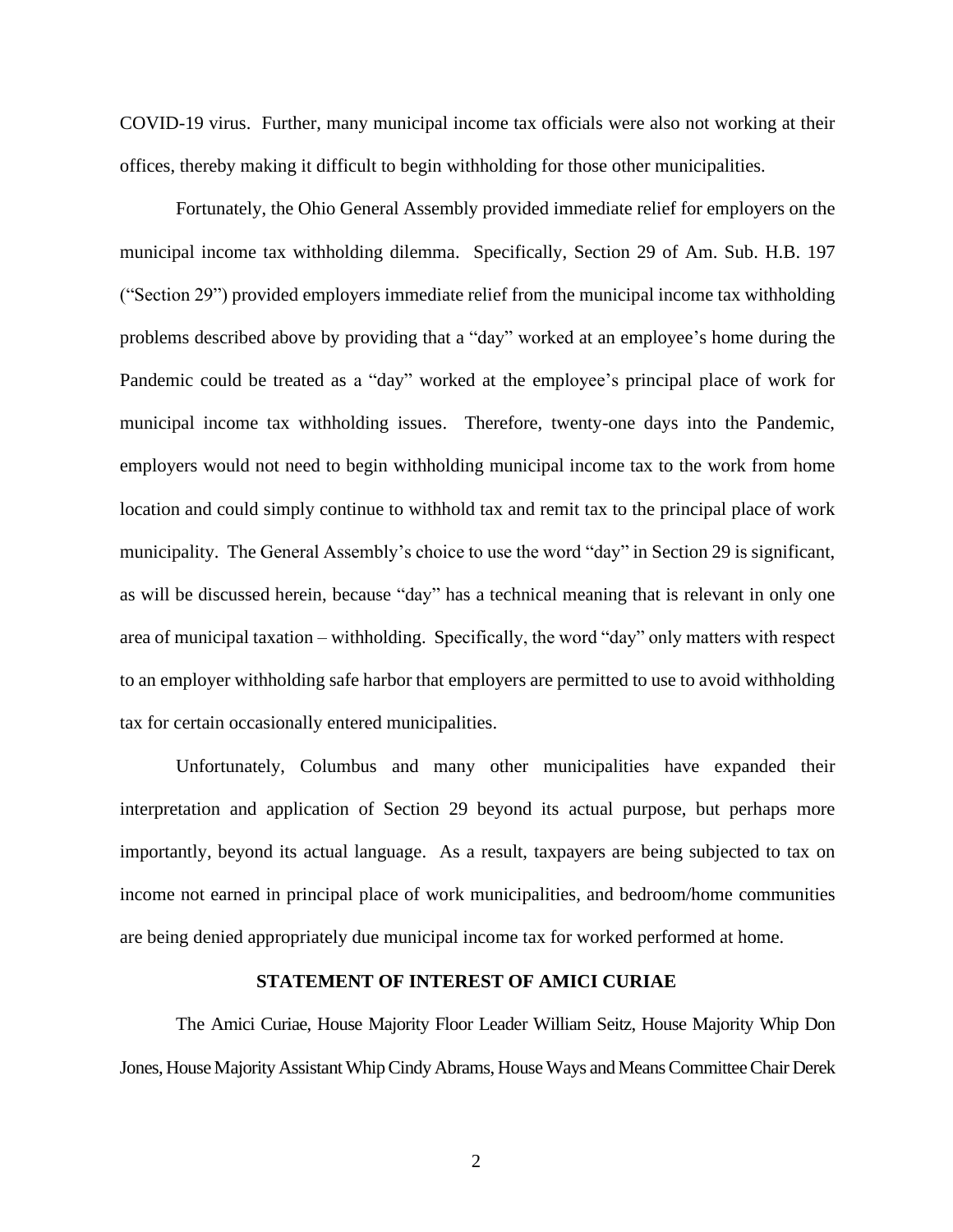COVID-19 virus. Further, many municipal income tax officials were also not working at their offices, thereby making it difficult to begin withholding for those other municipalities.

Fortunately, the Ohio General Assembly provided immediate relief for employers on the municipal income tax withholding dilemma. Specifically, Section 29 of Am. Sub. H.B. 197 ("Section 29") provided employers immediate relief from the municipal income tax withholding problems described above by providing that a "day" worked at an employee's home during the Pandemic could be treated as a "day" worked at the employee's principal place of work for municipal income tax withholding issues. Therefore, twenty-one days into the Pandemic, employers would not need to begin withholding municipal income tax to the work from home location and could simply continue to withhold tax and remit tax to the principal place of work municipality. The General Assembly's choice to use the word "day" in Section 29 is significant, as will be discussed herein, because "day" has a technical meaning that is relevant in only one area of municipal taxation – withholding. Specifically, the word "day" only matters with respect to an employer withholding safe harbor that employers are permitted to use to avoid withholding tax for certain occasionally entered municipalities.

Unfortunately, Columbus and many other municipalities have expanded their interpretation and application of Section 29 beyond its actual purpose, but perhaps more importantly, beyond its actual language. As a result, taxpayers are being subjected to tax on income not earned in principal place of work municipalities, and bedroom/home communities are being denied appropriately due municipal income tax for worked performed at home.

## STATEMENT OF INTEREST OF AMICI CURIAE

The Amici Curiae, House Majority Floor Leader William Seitz, House Majority Whip Don Jones, House Majority Assistant Whip Cindy Abrams, House Ways and Means Committee Chair Derek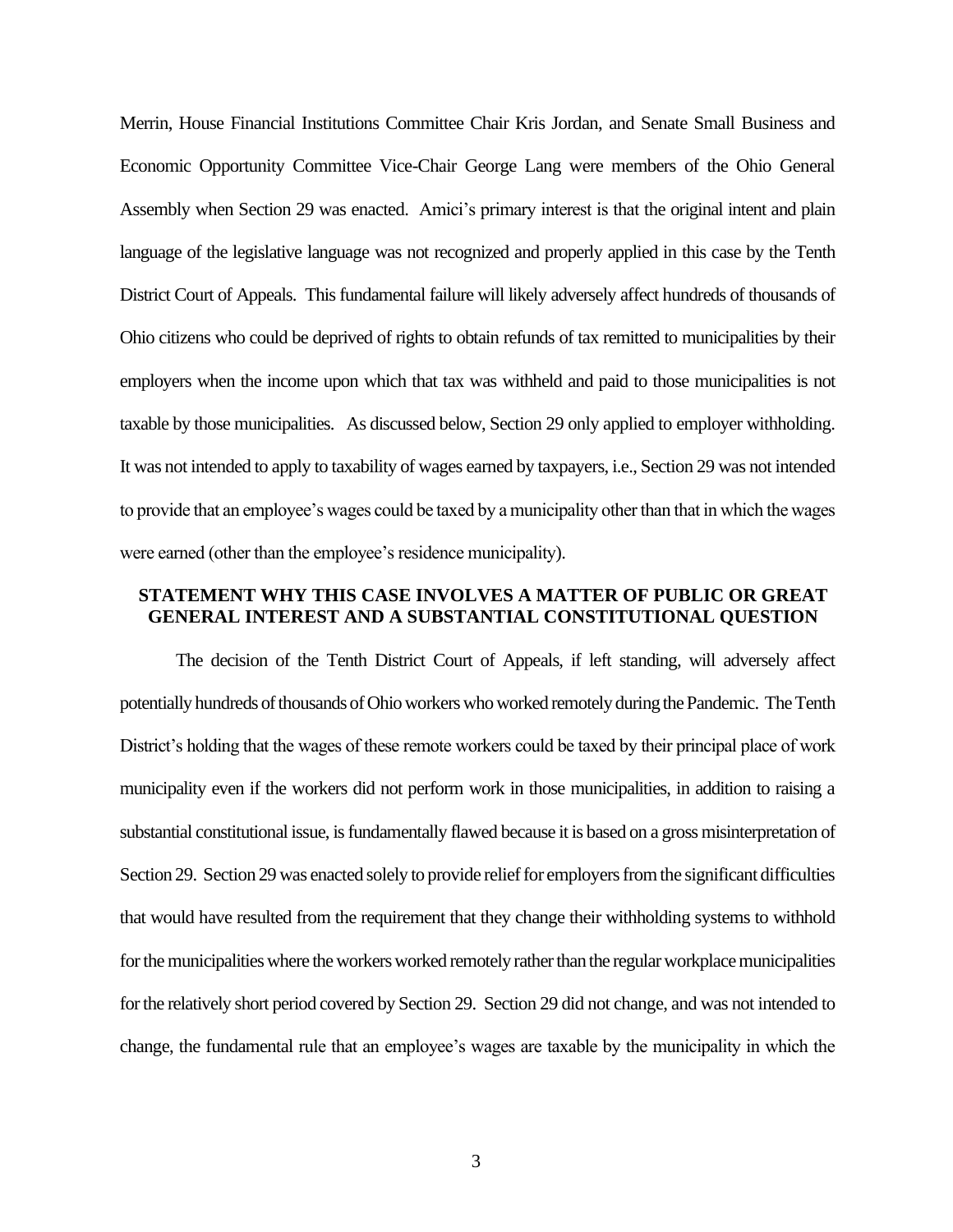Merrin, House Financial Institutions Committee Chair Kris Jordan, and Senate Small Business and Economic Opportunity Committee Vice-Chair George Lang were members of the Ohio General Assembly when Section 29 was enacted. Amici's primary interest is that the original intent and plain language of the legislative language was not recognized and properly applied in this case by the Tenth District Court of Appeals. This fundamental failure will likely adversely affect hundreds of thousands of Ohio citizens who could be deprived of rights to obtain refunds of tax remitted to municipalities by their employers when the income upon which that tax was withheld and paid to those municipalities is not taxable by those municipalities. As discussed below, Section 29 only applied to employer withholding. It was not intended to apply to taxability of wages earned by taxpayers, i.e., Section 29 was not intended to provide that an employee's wages could be taxed by a municipality other than that in which the wages were earned (other than the employee's residence municipality).

## STATEMENT WHY THIS CASE INVOLVES A MATTER OF PUBLIC OR GREAT GENERAL INTEREST AND A SUBSTANTIAL CONSTITUTIONAL QUESTION

The decision of the Tenth District Court of Appeals, if left standing, will adversely affect potentially hundreds of thousands of Ohio workers who worked remotely during the Pandemic. The Tenth District's holding that the wages of these remote workers could be taxed by their principal place of work municipality even if the workers did not perform work in those municipalities, in addition to raising a substantial constitutional issue, is fundamentally flawed because it is based on a gross misinterpretation of Section 29. Section 29 was enacted solely to provide relief for employers from the significant difficulties that would have resulted from the requirement that they change their withholding systems to withhold for the municipalities where the workers worked remotely rather than the regular workplace municipalities for the relatively short period covered by Section 29. Section 29 did not change, and was not intended to change, the fundamental rule that an employee's wages are taxable by the municipality in which the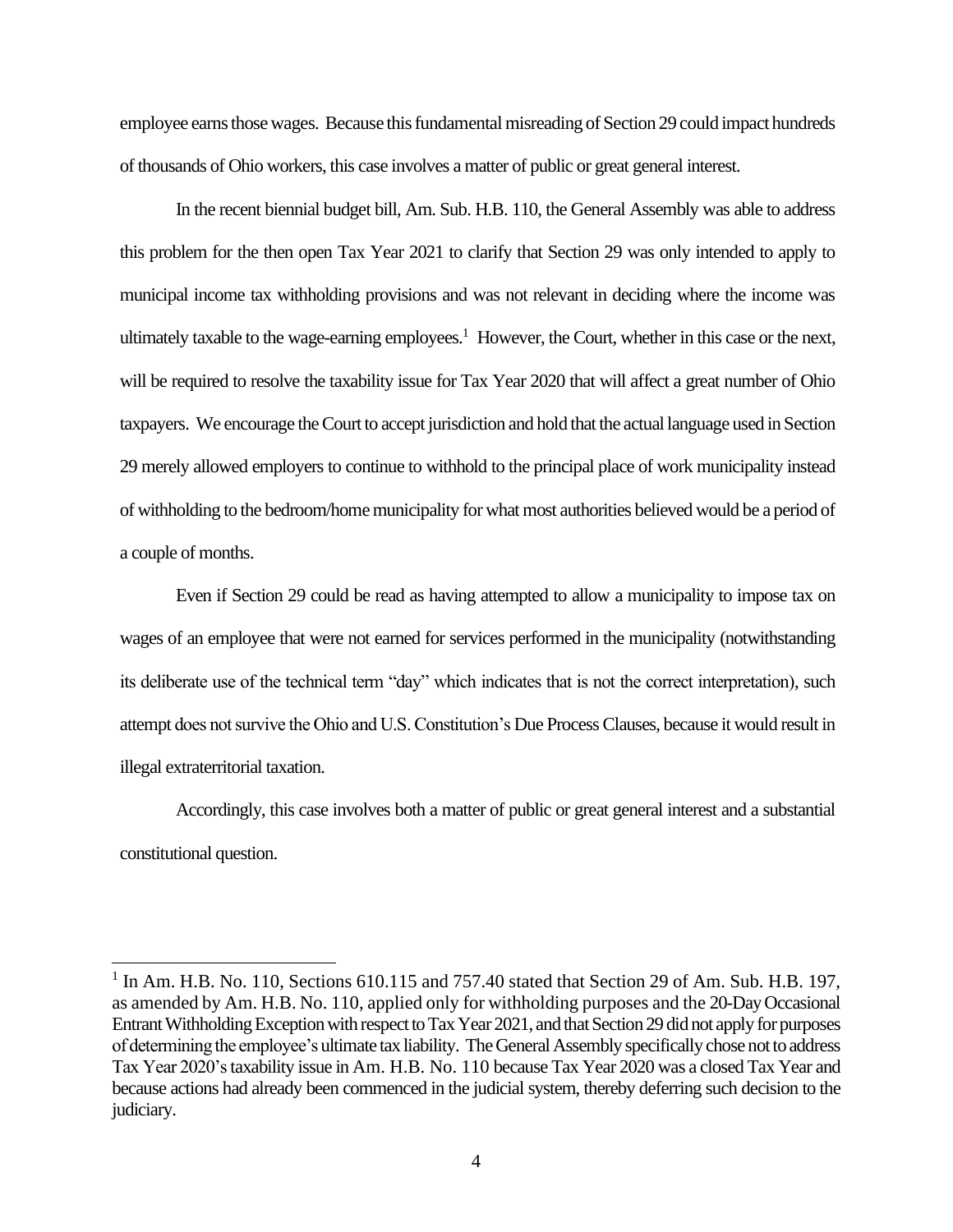employee earns those wages. Because this fundamental misreading of Section 29 could impact hundreds of thousands of Ohio workers, this case involves a matter of public or great general interest.

In the recent biennial budget bill, Am. Sub. H.B. 110, the General Assembly was able to address this problem for the then open Tax Year 2021 to clarify that Section 29 was only intended to apply to municipal income tax withholding provisions and was not relevant in deciding where the income was ultimately taxable to the wage-earning employees.[1] However, the Court, whether in this case or the next, will be required to resolve the taxability issue for Tax Year 2020 that will affect a great number of Ohio taxpayers. We encourage the Court to accept jurisdiction and hold that the actual language used in Section 29 merely allowed employers to continue to withhold to the principal place of work municipality instead of withholding to the bedroom/home municipality for what most authorities believed would be a period of a couple of months.

Even if Section 29 could be read as having attempted to allow a municipality to impose tax on wages of an employee that were not earned for services performed in the municipality (notwithstanding its deliberate use of the technical term "day" which indicates that is not the correct interpretation), such attempt does not survive the Ohio and U.S. Constitution's Due Process Clauses, because it would result in illegal extraterritorial taxation.

Accordingly, this case involves both a matter of public or great general interest and a substantial constitutional question.

---

[1] In Am. H.B. No. 110, Sections 610.115 and 757.40 stated that Section 29 of Am. Sub. H.B. 197, as amended by Am. H.B. No. 110, applied only for withholding purposes and the 20-Day Occasional Entrant Withholding Exception with respect to Tax Year 2021, and that Section 29 did not apply for purposes of determining the employee's ultimate tax liability. The General Assembly specifically chose not to address Tax Year 2020's taxability issue in Am. H.B. No. 110 because Tax Year 2020 was a closed Tax Year and because actions had already been commenced in the judicial system, thereby deferring such decision to the judiciary.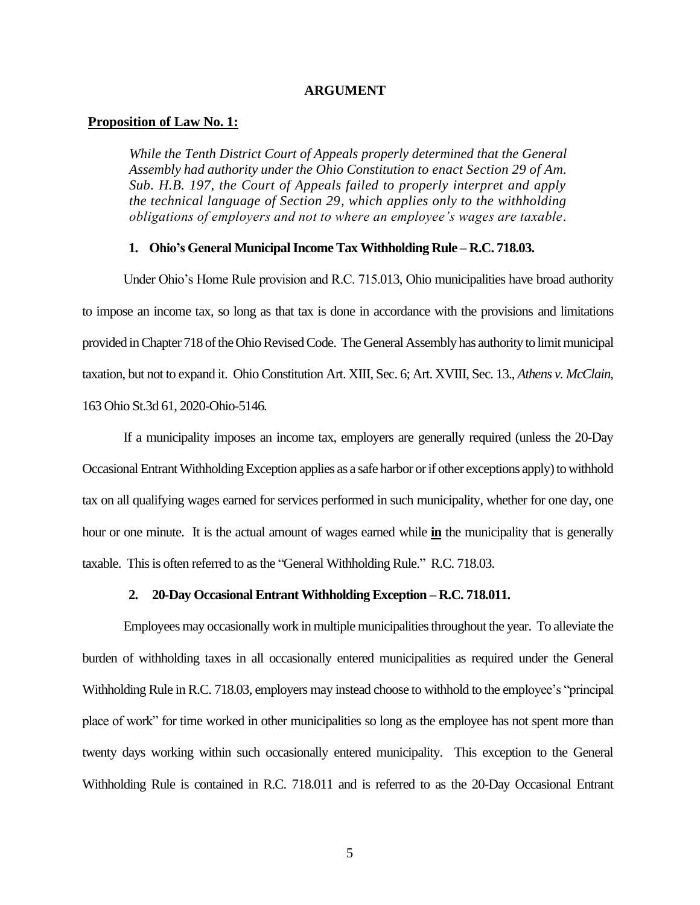## ARGUMENT

**Proposition of Law No. 1:**

> *While the Tenth District Court of Appeals properly determined that the General Assembly had authority under the Ohio Constitution to enact Section 29 of Am. Sub. H.B. 197, the Court of Appeals failed to properly interpret and apply the technical language of Section 29, which applies only to the withholding obligations of employers and not to where an employee's wages are taxable.*

### 1. Ohio's General Municipal Income Tax Withholding Rule – R.C. 718.03.

Under Ohio's Home Rule provision and R.C. 715.013, Ohio municipalities have broad authority to impose an income tax, so long as that tax is done in accordance with the provisions and limitations provided in Chapter 718 of the Ohio Revised Code. The General Assembly has authority to limit municipal taxation, but not to expand it. Ohio Constitution Art. XIII, Sec. 6; Art. XVIII, Sec. 13., *Athens v. McClain*, 163 Ohio St.3d 61, 2020-Ohio-5146.

If a municipality imposes an income tax, employers are generally required (unless the 20-Day Occasional Entrant Withholding Exception applies as a safe harbor or if other exceptions apply) to withhold tax on all qualifying wages earned for services performed in such municipality, whether for one day, one hour or one minute. It is the actual amount of wages earned while **in** the municipality that is generally taxable. This is often referred to as the "General Withholding Rule." R.C. 718.03.

### 2. 20-Day Occasional Entrant Withholding Exception – R.C. 718.011.

Employees may occasionally work in multiple municipalities throughout the year. To alleviate the burden of withholding taxes in all occasionally entered municipalities as required under the General Withholding Rule in R.C. 718.03, employers may instead choose to withhold to the employee's "principal place of work" for time worked in other municipalities so long as the employee has not spent more than twenty days working within such occasionally entered municipality. This exception to the General Withholding Rule is contained in R.C. 718.011 and is referred to as the 20-Day Occasional Entrant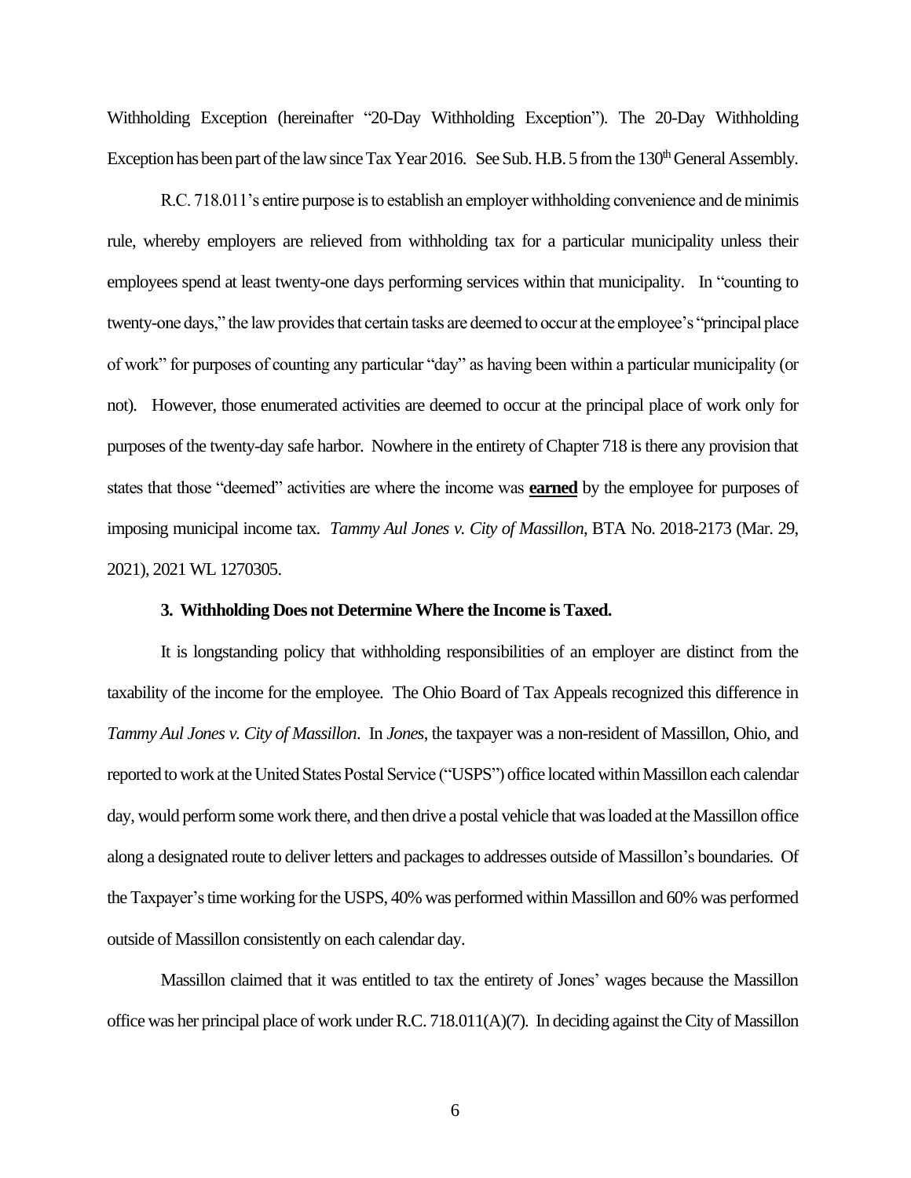Withholding Exception (hereinafter "20-Day Withholding Exception"). The 20-Day Withholding Exception has been part of the law since Tax Year 2016. See Sub. H.B. 5 from the 130th General Assembly.

R.C. 718.011's entire purpose is to establish an employer withholding convenience and de minimis rule, whereby employers are relieved from withholding tax for a particular municipality unless their employees spend at least twenty-one days performing services within that municipality. In "counting to twenty-one days," the law provides that certain tasks are deemed to occur at the employee's "principal place of work" for purposes of counting any particular "day" as having been within a particular municipality (or not). However, those enumerated activities are deemed to occur at the principal place of work only for purposes of the twenty-day safe harbor. Nowhere in the entirety of Chapter 718 is there any provision that states that those "deemed" activities are where the income was **earned** by the employee for purposes of imposing municipal income tax. *Tammy Aul Jones v. City of Massillon*, BTA No. 2018-2173 (Mar. 29, 2021), 2021 WL 1270305.

**3. Withholding Does not Determine Where the Income is Taxed.**

It is longstanding policy that withholding responsibilities of an employer are distinct from the taxability of the income for the employee. The Ohio Board of Tax Appeals recognized this difference in *Tammy Aul Jones v. City of Massillon*. In *Jones*, the taxpayer was a non-resident of Massillon, Ohio, and reported to work at the United States Postal Service ("USPS") office located within Massillon each calendar day, would perform some work there, and then drive a postal vehicle that was loaded at the Massillon office along a designated route to deliver letters and packages to addresses outside of Massillon's boundaries. Of the Taxpayer's time working for the USPS, 40% was performed within Massillon and 60% was performed outside of Massillon consistently on each calendar day.

Massillon claimed that it was entitled to tax the entirety of Jones' wages because the Massillon office was her principal place of work under R.C. 718.011(A)(7). In deciding against the City of Massillon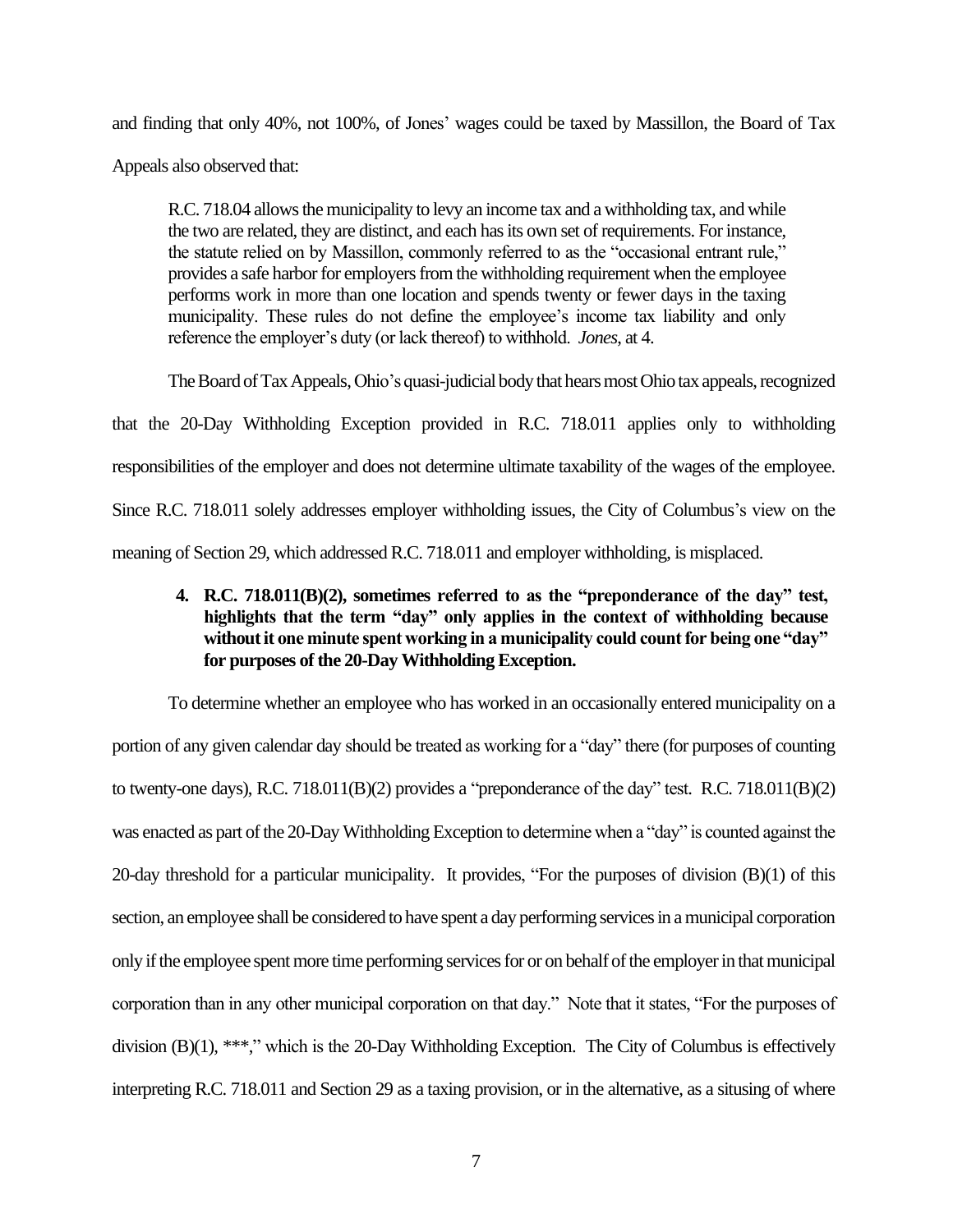and finding that only 40%, not 100%, of Jones' wages could be taxed by Massillon, the Board of Tax Appeals also observed that:

> R.C. 718.04 allows the municipality to levy an income tax and a withholding tax, and while the two are related, they are distinct, and each has its own set of requirements. For instance, the statute relied on by Massillon, commonly referred to as the "occasional entrant rule," provides a safe harbor for employers from the withholding requirement when the employee performs work in more than one location and spends twenty or fewer days in the taxing municipality. These rules do not define the employee's income tax liability and only reference the employer's duty (or lack thereof) to withhold. *Jones*, at 4.

The Board of Tax Appeals, Ohio's quasi-judicial body that hears most Ohio tax appeals, recognized that the 20-Day Withholding Exception provided in R.C. 718.011 applies only to withholding responsibilities of the employer and does not determine ultimate taxability of the wages of the employee. Since R.C. 718.011 solely addresses employer withholding issues, the City of Columbus's view on the meaning of Section 29, which addressed R.C. 718.011 and employer withholding, is misplaced.

**4. R.C. 718.011(B)(2), sometimes referred to as the "preponderance of the day" test, highlights that the term "day" only applies in the context of withholding because without it one minute spent working in a municipality could count for being one "day" for purposes of the 20-Day Withholding Exception.**

To determine whether an employee who has worked in an occasionally entered municipality on a portion of any given calendar day should be treated as working for a "day" there (for purposes of counting to twenty-one days), R.C. 718.011(B)(2) provides a "preponderance of the day" test. R.C. 718.011(B)(2) was enacted as part of the 20-Day Withholding Exception to determine when a "day" is counted against the 20-day threshold for a particular municipality. It provides, "For the purposes of division (B)(1) of this section, an employee shall be considered to have spent a day performing services in a municipal corporation only if the employee spent more time performing services for or on behalf of the employer in that municipal corporation than in any other municipal corporation on that day." Note that it states, "For the purposes of division (B)(1), ***," which is the 20-Day Withholding Exception. The City of Columbus is effectively interpreting R.C. 718.011 and Section 29 as a taxing provision, or in the alternative, as a situsing of where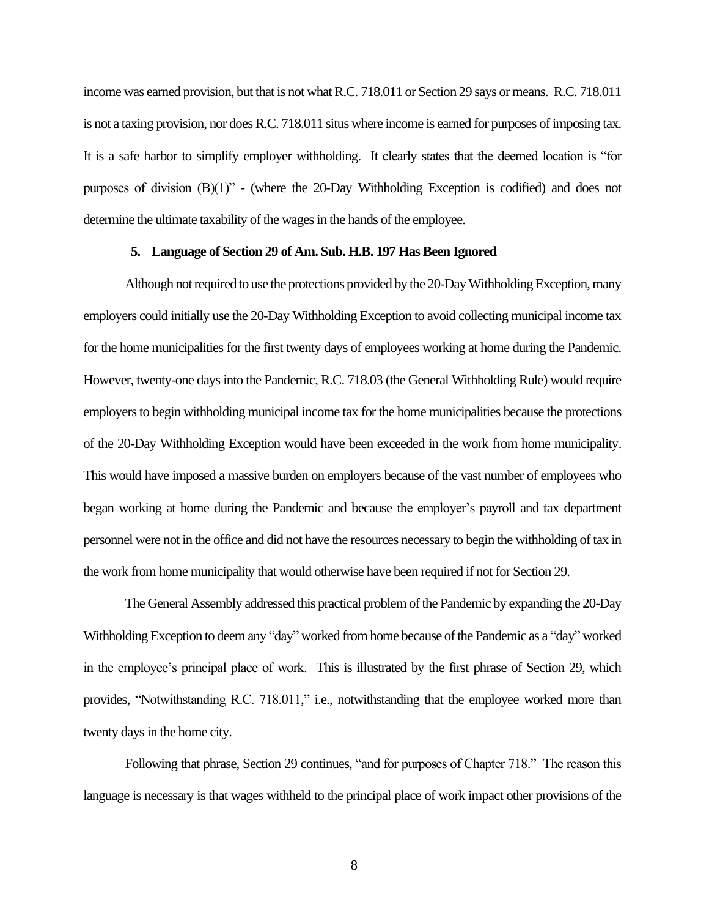income was earned provision, but that is not what R.C. 718.011 or Section 29 says or means. R.C. 718.011 is not a taxing provision, nor does R.C. 718.011 situs where income is earned for purposes of imposing tax. It is a safe harbor to simplify employer withholding. It clearly states that the deemed location is "for purposes of division (B)(1)" - (where the 20-Day Withholding Exception is codified) and does not determine the ultimate taxability of the wages in the hands of the employee.

**5. Language of Section 29 of Am. Sub. H.B. 197 Has Been Ignored**

Although not required to use the protections provided by the 20-Day Withholding Exception, many employers could initially use the 20-Day Withholding Exception to avoid collecting municipal income tax for the home municipalities for the first twenty days of employees working at home during the Pandemic. However, twenty-one days into the Pandemic, R.C. 718.03 (the General Withholding Rule) would require employers to begin withholding municipal income tax for the home municipalities because the protections of the 20-Day Withholding Exception would have been exceeded in the work from home municipality. This would have imposed a massive burden on employers because of the vast number of employees who began working at home during the Pandemic and because the employer's payroll and tax department personnel were not in the office and did not have the resources necessary to begin the withholding of tax in the work from home municipality that would otherwise have been required if not for Section 29.

The General Assembly addressed this practical problem of the Pandemic by expanding the 20-Day Withholding Exception to deem any "day" worked from home because of the Pandemic as a "day" worked in the employee's principal place of work. This is illustrated by the first phrase of Section 29, which provides, "Notwithstanding R.C. 718.011," i.e., notwithstanding that the employee worked more than twenty days in the home city.

Following that phrase, Section 29 continues, "and for purposes of Chapter 718." The reason this language is necessary is that wages withheld to the principal place of work impact other provisions of the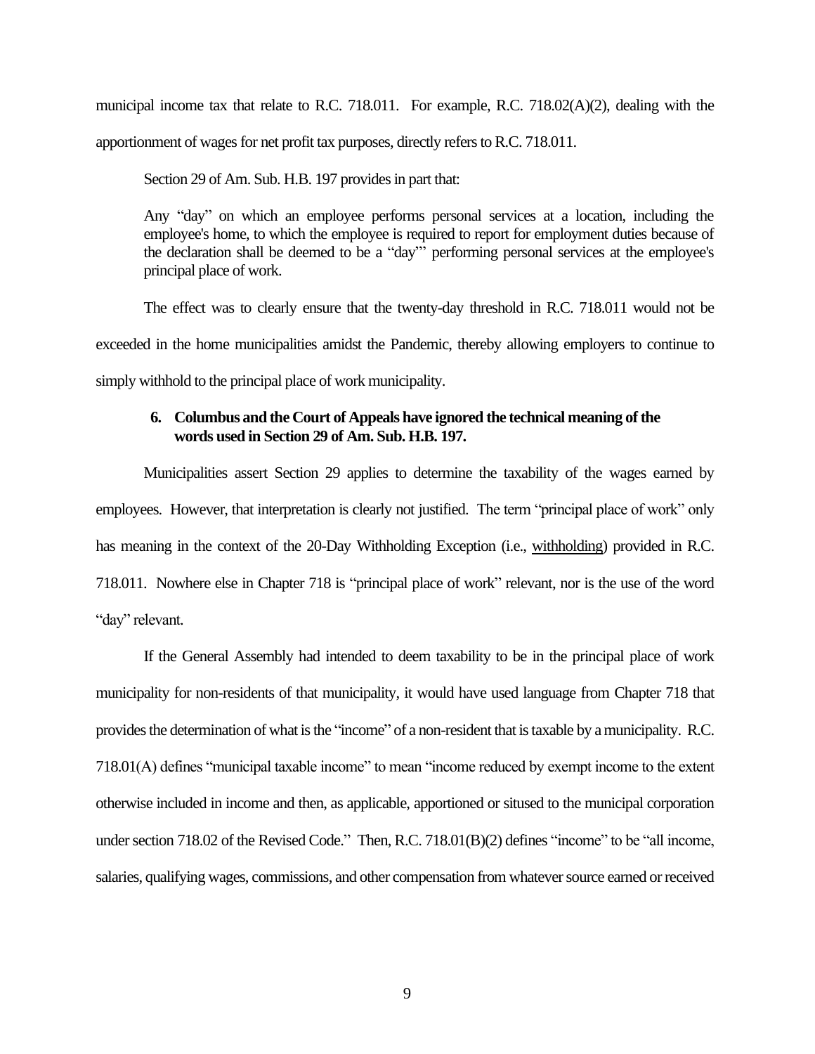municipal income tax that relate to R.C. 718.011. For example, R.C. 718.02(A)(2), dealing with the apportionment of wages for net profit tax purposes, directly refers to R.C. 718.011.

Section 29 of Am. Sub. H.B. 197 provides in part that:

> Any "day" on which an employee performs personal services at a location, including the employee's home, to which the employee is required to report for employment duties because of the declaration shall be deemed to be a "day"' performing personal services at the employee's principal place of work.

The effect was to clearly ensure that the twenty-day threshold in R.C. 718.011 would not be exceeded in the home municipalities amidst the Pandemic, thereby allowing employers to continue to simply withhold to the principal place of work municipality.

**6. Columbus and the Court of Appeals have ignored the technical meaning of the words used in Section 29 of Am. Sub. H.B. 197.**

Municipalities assert Section 29 applies to determine the taxability of the wages earned by employees. However, that interpretation is clearly not justified. The term "principal place of work" only has meaning in the context of the 20-Day Withholding Exception (i.e., <u>withholding</u>) provided in R.C. 718.011. Nowhere else in Chapter 718 is "principal place of work" relevant, nor is the use of the word "day" relevant.

If the General Assembly had intended to deem taxability to be in the principal place of work municipality for non-residents of that municipality, it would have used language from Chapter 718 that provides the determination of what is the "income" of a non-resident that is taxable by a municipality. R.C. 718.01(A) defines "municipal taxable income" to mean "income reduced by exempt income to the extent otherwise included in income and then, as applicable, apportioned or sitused to the municipal corporation under section 718.02 of the Revised Code." Then, R.C. 718.01(B)(2) defines "income" to be "all income, salaries, qualifying wages, commissions, and other compensation from whatever source earned or received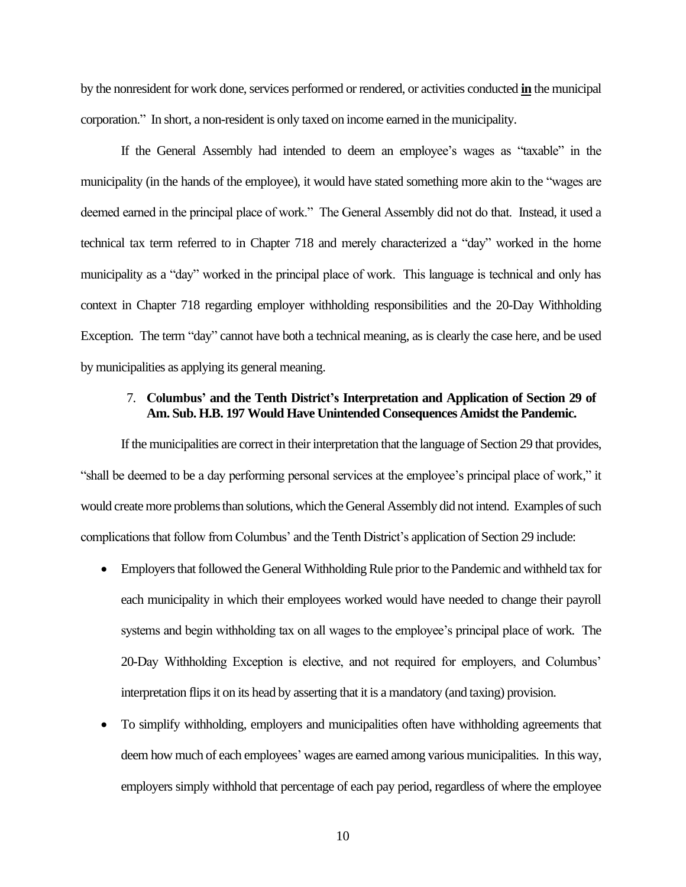by the nonresident for work done, services performed or rendered, or activities conducted **in** the municipal corporation." In short, a non-resident is only taxed on income earned in the municipality.

If the General Assembly had intended to deem an employee's wages as "taxable" in the municipality (in the hands of the employee), it would have stated something more akin to the "wages are deemed earned in the principal place of work." The General Assembly did not do that. Instead, it used a technical tax term referred to in Chapter 718 and merely characterized a "day" worked in the home municipality as a "day" worked in the principal place of work. This language is technical and only has context in Chapter 718 regarding employer withholding responsibilities and the 20-Day Withholding Exception. The term "day" cannot have both a technical meaning, as is clearly the case here, and be used by municipalities as applying its general meaning.

7. **Columbus' and the Tenth District's Interpretation and Application of Section 29 of Am. Sub. H.B. 197 Would Have Unintended Consequences Amidst the Pandemic.**

If the municipalities are correct in their interpretation that the language of Section 29 that provides, "shall be deemed to be a day performing personal services at the employee's principal place of work," it would create more problems than solutions, which the General Assembly did not intend. Examples of such complications that follow from Columbus' and the Tenth District's application of Section 29 include:

- Employers that followed the General Withholding Rule prior to the Pandemic and withheld tax for each municipality in which their employees worked would have needed to change their payroll systems and begin withholding tax on all wages to the employee's principal place of work. The 20-Day Withholding Exception is elective, and not required for employers, and Columbus' interpretation flips it on its head by asserting that it is a mandatory (and taxing) provision.
- To simplify withholding, employers and municipalities often have withholding agreements that deem how much of each employees' wages are earned among various municipalities. In this way, employers simply withhold that percentage of each pay period, regardless of where the employee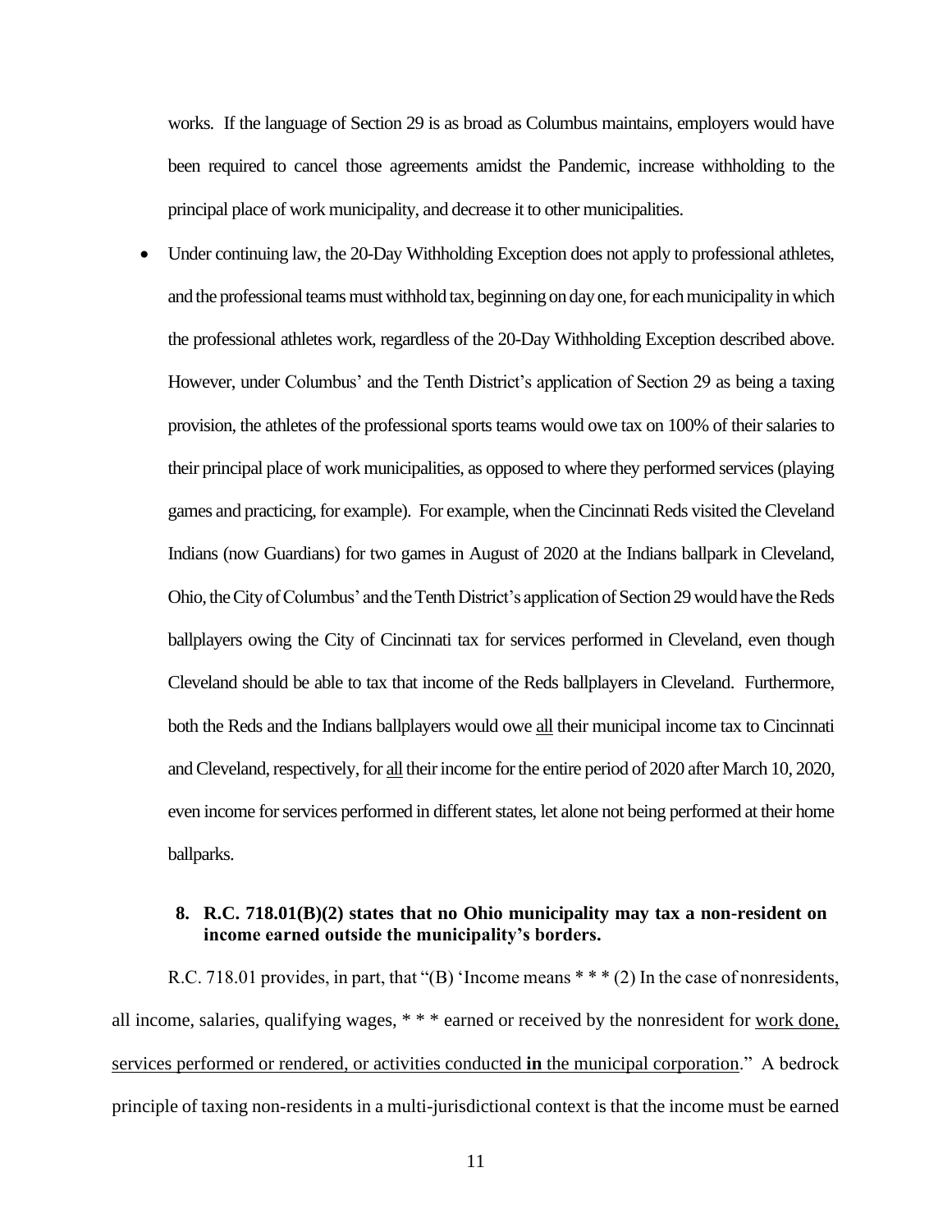works. If the language of Section 29 is as broad as Columbus maintains, employers would have been required to cancel those agreements amidst the Pandemic, increase withholding to the principal place of work municipality, and decrease it to other municipalities.

- Under continuing law, the 20-Day Withholding Exception does not apply to professional athletes, and the professional teams must withhold tax, beginning on day one, for each municipality in which the professional athletes work, regardless of the 20-Day Withholding Exception described above. However, under Columbus' and the Tenth District's application of Section 29 as being a taxing provision, the athletes of the professional sports teams would owe tax on 100% of their salaries to their principal place of work municipalities, as opposed to where they performed services (playing games and practicing, for example). For example, when the Cincinnati Reds visited the Cleveland Indians (now Guardians) for two games in August of 2020 at the Indians ballpark in Cleveland, Ohio, the City of Columbus' and the Tenth District's application of Section 29 would have the Reds ballplayers owing the City of Cincinnati tax for services performed in Cleveland, even though Cleveland should be able to tax that income of the Reds ballplayers in Cleveland. Furthermore, both the Reds and the Indians ballplayers would owe <u>all</u> their municipal income tax to Cincinnati and Cleveland, respectively, for <u>all</u> their income for the entire period of 2020 after March 10, 2020, even income for services performed in different states, let alone not being performed at their home ballparks.

### 8. R.C. 718.01(B)(2) states that no Ohio municipality may tax a non-resident on income earned outside the municipality's borders.

R.C. 718.01 provides, in part, that "(B) 'Income means * * * (2) In the case of nonresidents, all income, salaries, qualifying wages, * * * earned or received by the nonresident for <u>work done, services performed or rendered, or activities conducted **in** the municipal corporation</u>." A bedrock principle of taxing non-residents in a multi-jurisdictional context is that the income must be earned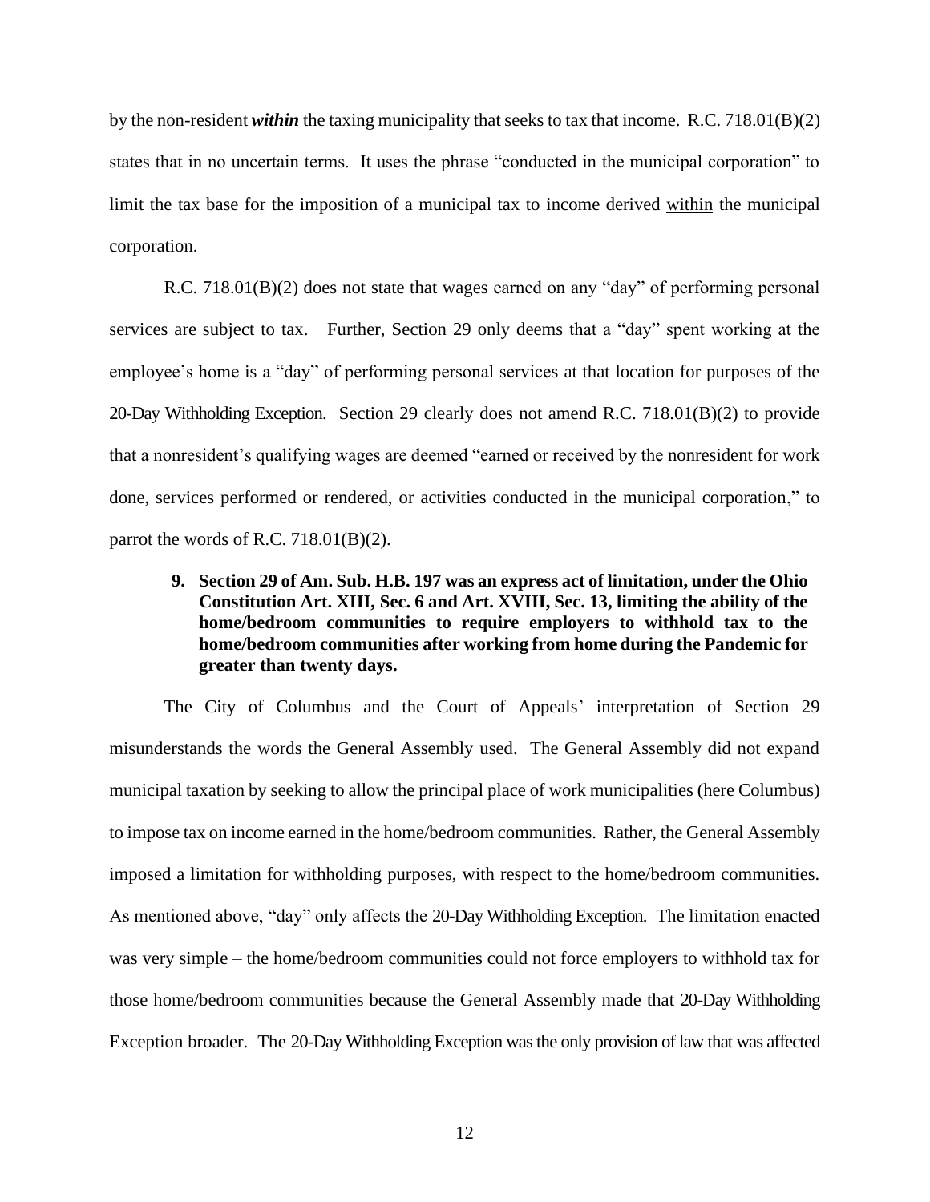by the non-resident ***within*** the taxing municipality that seeks to tax that income. R.C. 718.01(B)(2) states that in no uncertain terms. It uses the phrase "conducted in the municipal corporation" to limit the tax base for the imposition of a municipal tax to income derived <u>within</u> the municipal corporation.

R.C. 718.01(B)(2) does not state that wages earned on any "day" of performing personal services are subject to tax. Further, Section 29 only deems that a "day" spent working at the employee's home is a "day" of performing personal services at that location for purposes of the 20-Day Withholding Exception. Section 29 clearly does not amend R.C. 718.01(B)(2) to provide that a nonresident's qualifying wages are deemed "earned or received by the nonresident for work done, services performed or rendered, or activities conducted in the municipal corporation," to parrot the words of R.C. 718.01(B)(2).

**9. Section 29 of Am. Sub. H.B. 197 was an express act of limitation, under the Ohio Constitution Art. XIII, Sec. 6 and Art. XVIII, Sec. 13, limiting the ability of the home/bedroom communities to require employers to withhold tax to the home/bedroom communities after working from home during the Pandemic for greater than twenty days.**

The City of Columbus and the Court of Appeals' interpretation of Section 29 misunderstands the words the General Assembly used. The General Assembly did not expand municipal taxation by seeking to allow the principal place of work municipalities (here Columbus) to impose tax on income earned in the home/bedroom communities. Rather, the General Assembly imposed a limitation for withholding purposes, with respect to the home/bedroom communities. As mentioned above, "day" only affects the 20-Day Withholding Exception. The limitation enacted was very simple – the home/bedroom communities could not force employers to withhold tax for those home/bedroom communities because the General Assembly made that 20-Day Withholding Exception broader. The 20-Day Withholding Exception was the only provision of law that was affected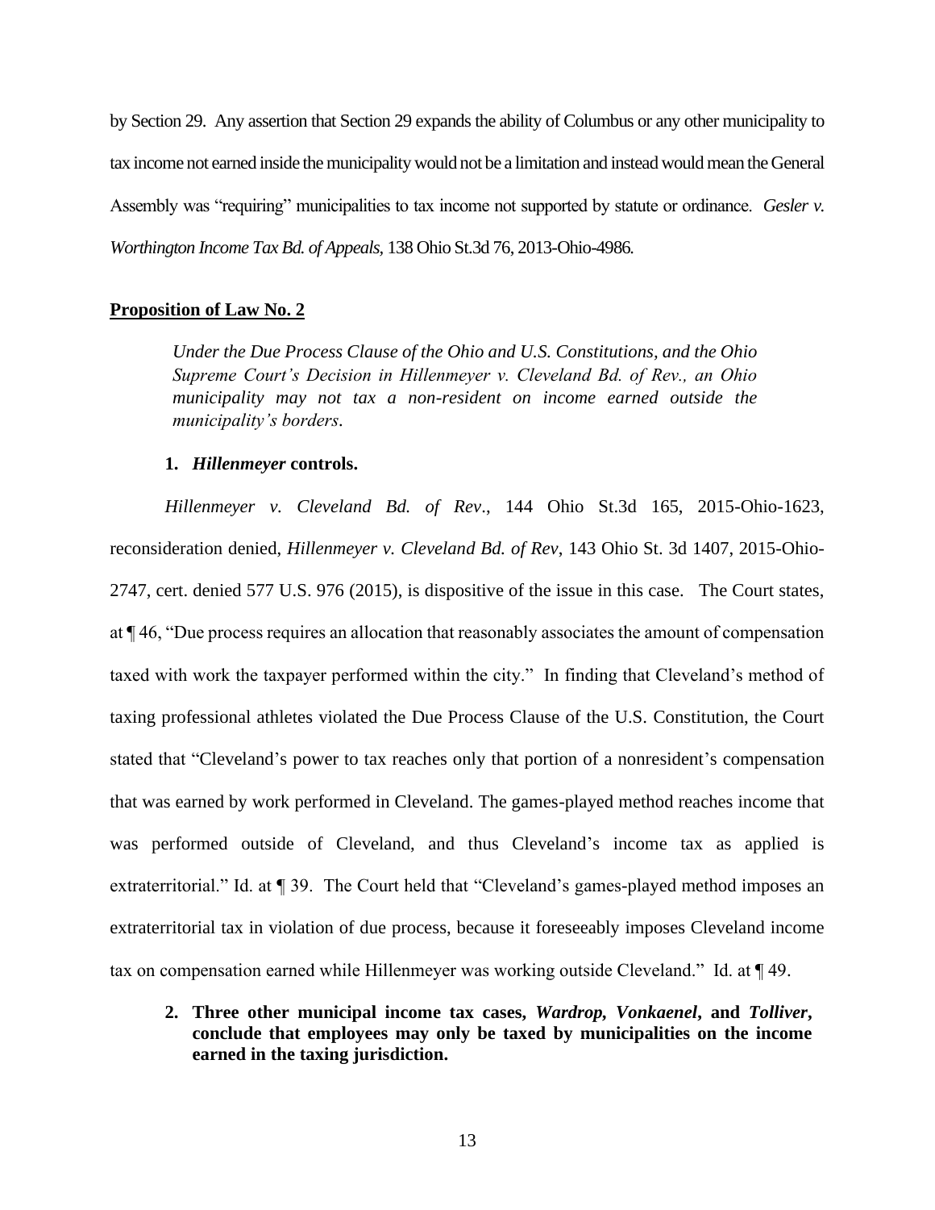by Section 29. Any assertion that Section 29 expands the ability of Columbus or any other municipality to tax income not earned inside the municipality would not be a limitation and instead would mean the General Assembly was "requiring" municipalities to tax income not supported by statute or ordinance. *Gesler v. Worthington Income Tax Bd. of Appeals*, 138 Ohio St.3d 76, 2013-Ohio-4986.

**Proposition of Law No. 2**

> *Under the Due Process Clause of the Ohio and U.S. Constitutions, and the Ohio Supreme Court's Decision in Hillenmeyer v. Cleveland Bd. of Rev., an Ohio municipality may not tax a non-resident on income earned outside the municipality's borders.*

**1. *Hillenmeyer* controls.**

*Hillenmeyer v. Cleveland Bd. of Rev*., 144 Ohio St.3d 165, 2015-Ohio-1623, reconsideration denied, *Hillenmeyer v. Cleveland Bd. of Rev*, 143 Ohio St. 3d 1407, 2015-Ohio-2747, cert. denied 577 U.S. 976 (2015), is dispositive of the issue in this case. The Court states, at ¶ 46, "Due process requires an allocation that reasonably associates the amount of compensation taxed with work the taxpayer performed within the city." In finding that Cleveland's method of taxing professional athletes violated the Due Process Clause of the U.S. Constitution, the Court stated that "Cleveland's power to tax reaches only that portion of a nonresident's compensation that was earned by work performed in Cleveland. The games-played method reaches income that was performed outside of Cleveland, and thus Cleveland's income tax as applied is extraterritorial." Id. at ¶ 39. The Court held that "Cleveland's games-played method imposes an extraterritorial tax in violation of due process, because it foreseeably imposes Cleveland income tax on compensation earned while Hillenmeyer was working outside Cleveland." Id. at ¶ 49.

**2. Three other municipal income tax cases, *Wardrop, Vonkaenel*, and *Tolliver*, conclude that employees may only be taxed by municipalities on the income earned in the taxing jurisdiction.**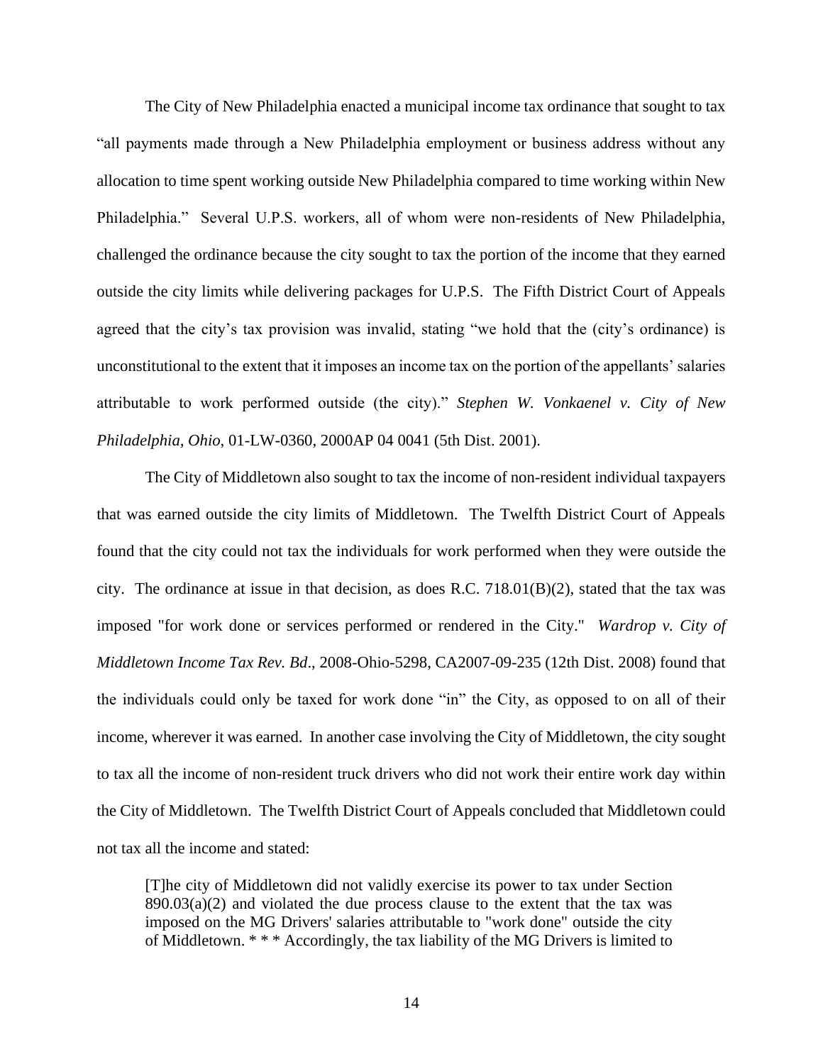The City of New Philadelphia enacted a municipal income tax ordinance that sought to tax "all payments made through a New Philadelphia employment or business address without any allocation to time spent working outside New Philadelphia compared to time working within New Philadelphia." Several U.P.S. workers, all of whom were non-residents of New Philadelphia, challenged the ordinance because the city sought to tax the portion of the income that they earned outside the city limits while delivering packages for U.P.S. The Fifth District Court of Appeals agreed that the city's tax provision was invalid, stating "we hold that the (city's ordinance) is unconstitutional to the extent that it imposes an income tax on the portion of the appellants' salaries attributable to work performed outside (the city)." *Stephen W. Vonkaenel v. City of New Philadelphia, Ohio*, 01-LW-0360, 2000AP 04 0041 (5th Dist. 2001).

The City of Middletown also sought to tax the income of non-resident individual taxpayers that was earned outside the city limits of Middletown. The Twelfth District Court of Appeals found that the city could not tax the individuals for work performed when they were outside the city. The ordinance at issue in that decision, as does R.C. 718.01(B)(2), stated that the tax was imposed "for work done or services performed or rendered in the City." *Wardrop v. City of Middletown Income Tax Rev. Bd*., 2008-Ohio-5298, CA2007-09-235 (12th Dist. 2008) found that the individuals could only be taxed for work done "in" the City, as opposed to on all of their income, wherever it was earned. In another case involving the City of Middletown, the city sought to tax all the income of non-resident truck drivers who did not work their entire work day within the City of Middletown. The Twelfth District Court of Appeals concluded that Middletown could not tax all the income and stated:

> [T]he city of Middletown did not validly exercise its power to tax under Section 890.03(a)(2) and violated the due process clause to the extent that the tax was imposed on the MG Drivers' salaries attributable to "work done" outside the city of Middletown. * * * Accordingly, the tax liability of the MG Drivers is limited to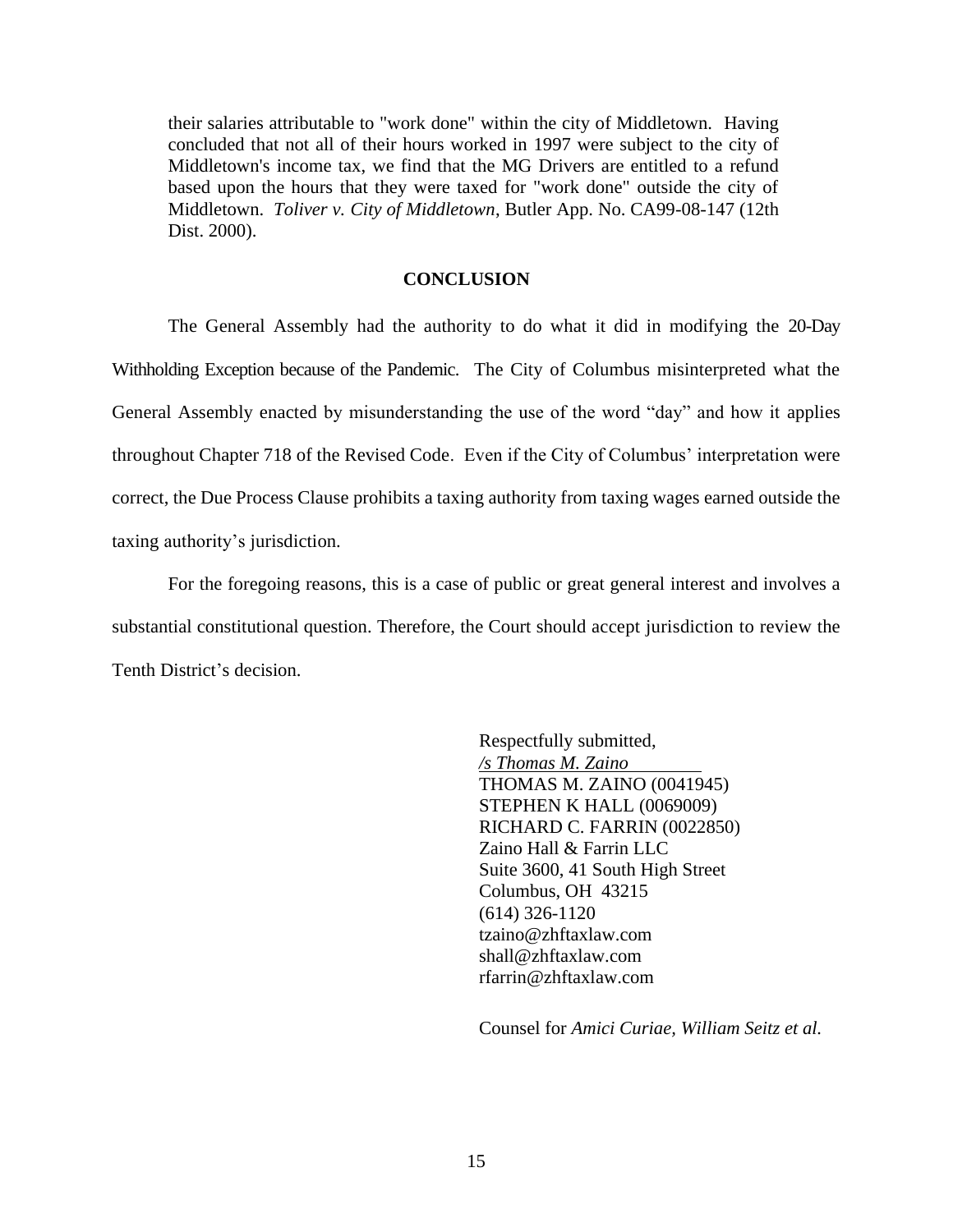> their salaries attributable to "work done" within the city of Middletown. Having concluded that not all of their hours worked in 1997 were subject to the city of Middletown's income tax, we find that the MG Drivers are entitled to a refund based upon the hours that they were taxed for "work done" outside the city of Middletown. *Toliver v. City of Middletown*, Butler App. No. CA99-08-147 (12th Dist. 2000).

## CONCLUSION

The General Assembly had the authority to do what it did in modifying the 20-Day Withholding Exception because of the Pandemic. The City of Columbus misinterpreted what the General Assembly enacted by misunderstanding the use of the word "day" and how it applies throughout Chapter 718 of the Revised Code. Even if the City of Columbus' interpretation were correct, the Due Process Clause prohibits a taxing authority from taxing wages earned outside the taxing authority's jurisdiction.

For the foregoing reasons, this is a case of public or great general interest and involves a substantial constitutional question. Therefore, the Court should accept jurisdiction to review the Tenth District's decision.

Respectfully submitted,
*/s Thomas M. Zaino*
THOMAS M. ZAINO (0041945)
STEPHEN K HALL (0069009)
RICHARD C. FARRIN (0022850)
Zaino Hall & Farrin LLC
Suite 3600, 41 South High Street
Columbus, OH 43215
(614) 326-1120
tzaino@zhftaxlaw.com
shall@zhftaxlaw.com
rfarrin@zhftaxlaw.com

Counsel for *Amici Curiae, William Seitz et al.*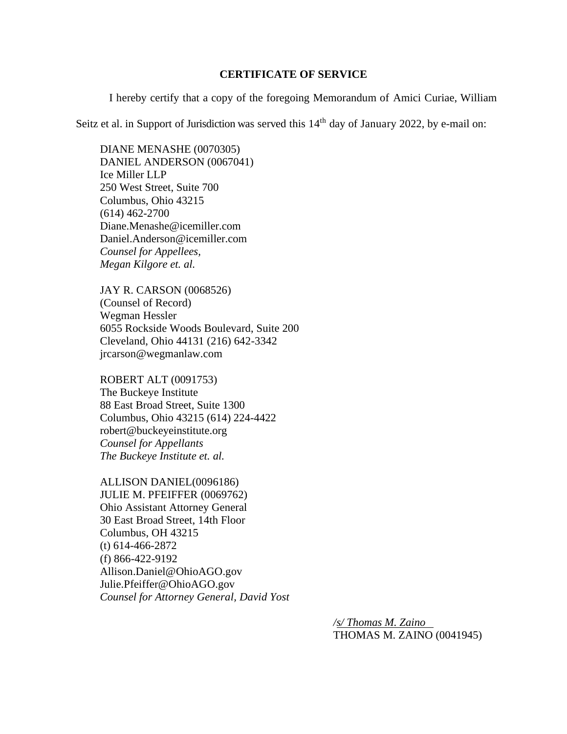## CERTIFICATE OF SERVICE

I hereby certify that a copy of the foregoing Memorandum of Amici Curiae, William Seitz et al. in Support of Jurisdiction was served this 14th day of January 2022, by e-mail on:

DIANE MENASHE (0070305)
DANIEL ANDERSON (0067041)
Ice Miller LLP
250 West Street, Suite 700
Columbus, Ohio 43215
(614) 462-2700
Diane.Menashe@icemiller.com
Daniel.Anderson@icemiller.com
*Counsel for Appellees,*
*Megan Kilgore et. al.*

JAY R. CARSON (0068526)
(Counsel of Record)
Wegman Hessler
6055 Rockside Woods Boulevard, Suite 200
Cleveland, Ohio 44131 (216) 642-3342
jrcarson@wegmanlaw.com

ROBERT ALT (0091753)
The Buckeye Institute
88 East Broad Street, Suite 1300
Columbus, Ohio 43215 (614) 224-4422
robert@buckeyeinstitute.org
*Counsel for Appellants*
*The Buckeye Institute et. al.*

ALLISON DANIEL(0096186)
JULIE M. PFEIFFER (0069762)
Ohio Assistant Attorney General
30 East Broad Street, 14th Floor
Columbus, OH 43215
(t) 614-466-2872
(f) 866-422-9192
Allison.Daniel@OhioAGO.gov
Julie.Pfeiffer@OhioAGO.gov
*Counsel for Attorney General, David Yost*

*/s/ Thomas M. Zaino*
THOMAS M. ZAINO (0041945)